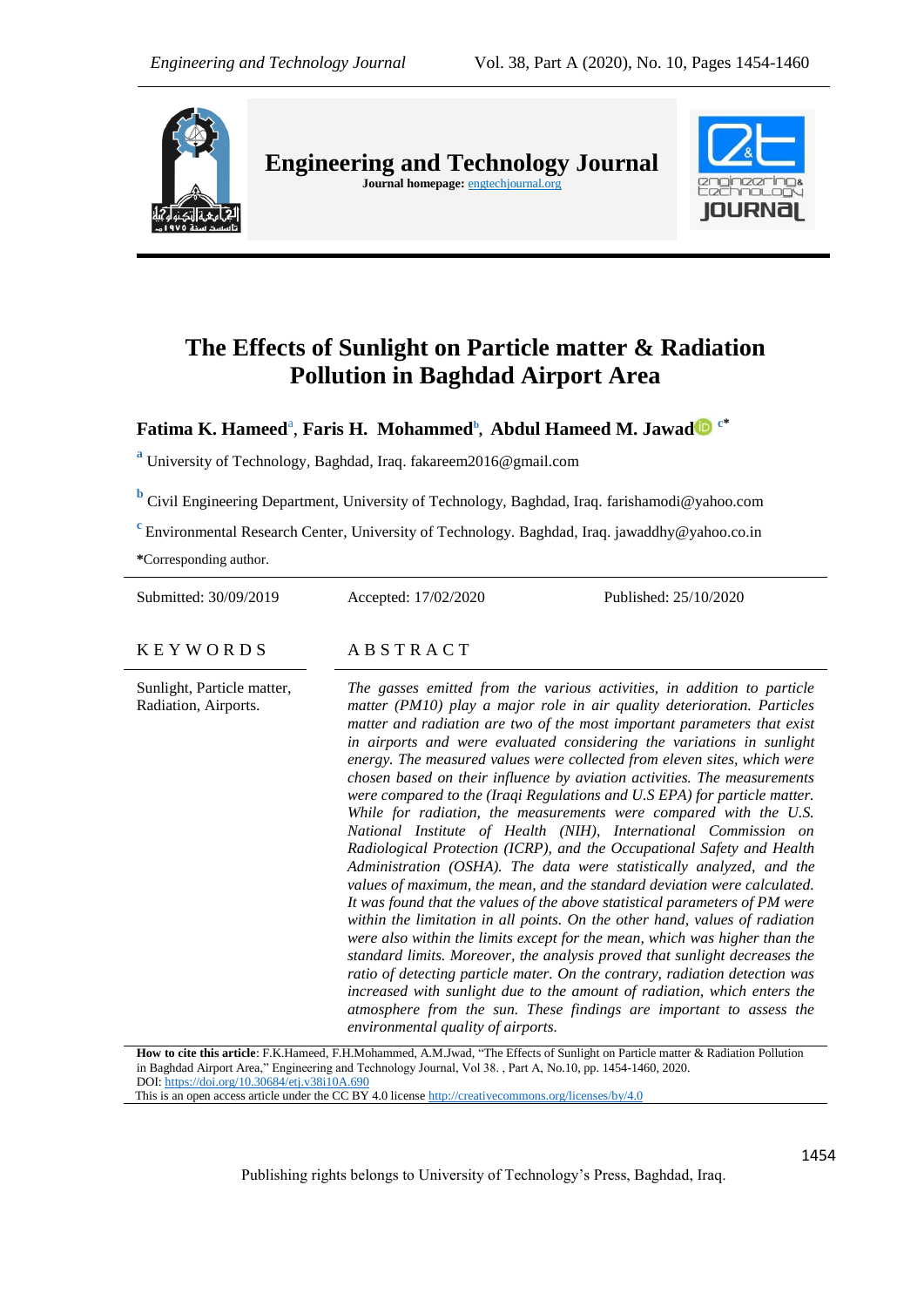# The Effects of Sunlight on Particle matter & Radiation Pollution in Baghdad Airport Area

**Fatima K. Hameed**[a], **Faris H. Mohammed**[b], **Abdul Hameed M. Jawad**[c*]

[a] University of Technology, Baghdad, Iraq. fakareem2016@gmail.com

[b] Civil Engineering Department, University of Technology, Baghdad, Iraq. farishamodi@yahoo.com

[c] Environmental Research Center, University of Technology. Baghdad, Iraq. jawaddhy@yahoo.co.in

***Corresponding author.**

Submitted: 30/09/2019 | Accepted: 17/02/2020 | Published: 25/10/2020

## KEYWORDS

Sunlight, Particle matter, Radiation, Airports.

## ABSTRACT

*The gasses emitted from the various activities, in addition to particle matter (PM10) play a major role in air quality deterioration. Particles matter and radiation are two of the most important parameters that exist in airports and were evaluated considering the variations in sunlight energy. The measured values were collected from eleven sites, which were chosen based on their influence by aviation activities. The measurements were compared to the (Iraqi Regulations and U.S EPA) for particle matter. While for radiation, the measurements were compared with the U.S. National Institute of Health (NIH), International Commission on Radiological Protection (ICRP), and the Occupational Safety and Health Administration (OSHA). The data were statistically analyzed, and the values of maximum, the mean, and the standard deviation were calculated. It was found that the values of the above statistical parameters of PM were within the limitation in all points. On the other hand, values of radiation were also within the limits except for the mean, which was higher than the standard limits. Moreover, the analysis proved that sunlight decreases the ratio of detecting particle mater. On the contrary, radiation detection was increased with sunlight due to the amount of radiation, which enters the atmosphere from the sun. These findings are important to assess the environmental quality of airports.*

**How to cite this article**: F.K.Hameed, F.H.Mohammed, A.M.Jwad, "The Effects of Sunlight on Particle matter & Radiation Pollution in Baghdad Airport Area," Engineering and Technology Journal, Vol 38. , Part A, No.10, pp. 1454-1460, 2020.
DOI: https://doi.org/10.30684/etj.v38i10A.690
This is an open access article under the CC BY 4.0 license http://creativecommons.org/licenses/by/4.0

Publishing rights belongs to University of Technology's Press, Baghdad, Iraq.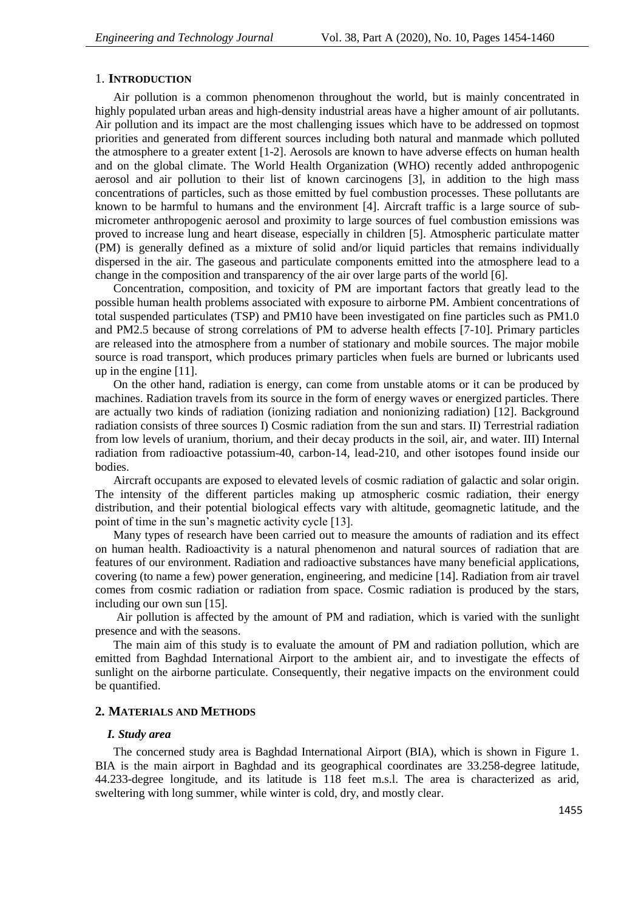## 1. INTRODUCTION

Air pollution is a common phenomenon throughout the world, but is mainly concentrated in highly populated urban areas and high-density industrial areas have a higher amount of air pollutants. Air pollution and its impact are the most challenging issues which have to be addressed on topmost priorities and generated from different sources including both natural and manmade which polluted the atmosphere to a greater extent [1-2]. Aerosols are known to have adverse effects on human health and on the global climate. The World Health Organization (WHO) recently added anthropogenic aerosol and air pollution to their list of known carcinogens [3], in addition to the high mass concentrations of particles, such as those emitted by fuel combustion processes. These pollutants are known to be harmful to humans and the environment [4]. Aircraft traffic is a large source of sub-micrometer anthropogenic aerosol and proximity to large sources of fuel combustion emissions was proved to increase lung and heart disease, especially in children [5]. Atmospheric particulate matter (PM) is generally defined as a mixture of solid and/or liquid particles that remains individually dispersed in the air. The gaseous and particulate components emitted into the atmosphere lead to a change in the composition and transparency of the air over large parts of the world [6].

Concentration, composition, and toxicity of PM are important factors that greatly lead to the possible human health problems associated with exposure to airborne PM. Ambient concentrations of total suspended particulates (TSP) and PM10 have been investigated on fine particles such as PM1.0 and PM2.5 because of strong correlations of PM to adverse health effects [7-10]. Primary particles are released into the atmosphere from a number of stationary and mobile sources. The major mobile source is road transport, which produces primary particles when fuels are burned or lubricants used up in the engine [11].

On the other hand, radiation is energy, can come from unstable atoms or it can be produced by machines. Radiation travels from its source in the form of energy waves or energized particles. There are actually two kinds of radiation (ionizing radiation and nonionizing radiation) [12]. Background radiation consists of three sources I) Cosmic radiation from the sun and stars. II) Terrestrial radiation from low levels of uranium, thorium, and their decay products in the soil, air, and water. III) Internal radiation from radioactive potassium-40, carbon-14, lead-210, and other isotopes found inside our bodies.

Aircraft occupants are exposed to elevated levels of cosmic radiation of galactic and solar origin. The intensity of the different particles making up atmospheric cosmic radiation, their energy distribution, and their potential biological effects vary with altitude, geomagnetic latitude, and the point of time in the sun's magnetic activity cycle [13].

Many types of research have been carried out to measure the amounts of radiation and its effect on human health. Radioactivity is a natural phenomenon and natural sources of radiation that are features of our environment. Radiation and radioactive substances have many beneficial applications, covering (to name a few) power generation, engineering, and medicine [14]. Radiation from air travel comes from cosmic radiation or radiation from space. Cosmic radiation is produced by the stars, including our own sun [15].

Air pollution is affected by the amount of PM and radiation, which is varied with the sunlight presence and with the seasons.

The main aim of this study is to evaluate the amount of PM and radiation pollution, which are emitted from Baghdad International Airport to the ambient air, and to investigate the effects of sunlight on the airborne particulate. Consequently, their negative impacts on the environment could be quantified.

## 2. MATERIALS AND METHODS

### *I. Study area*

The concerned study area is Baghdad International Airport (BIA), which is shown in Figure 1. BIA is the main airport in Baghdad and its geographical coordinates are 33.258-degree latitude, 44.233-degree longitude, and its latitude is 118 feet m.s.l. The area is characterized as arid, sweltering with long summer, while winter is cold, dry, and mostly clear.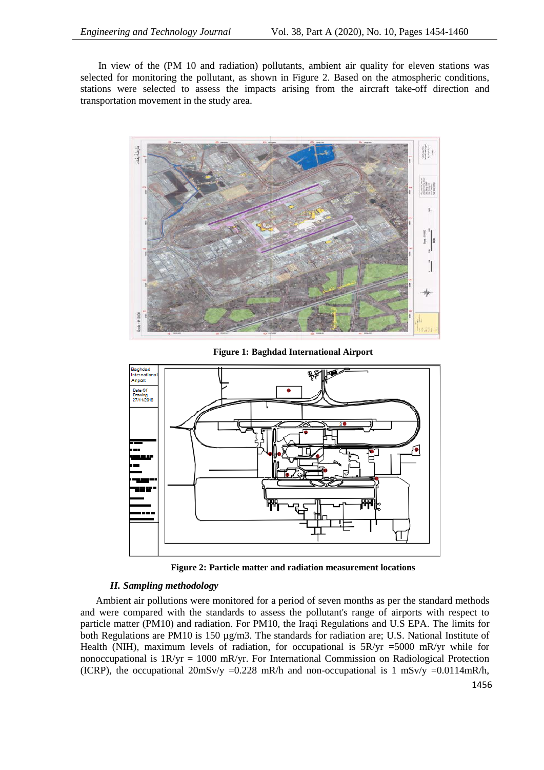In view of the (PM 10 and radiation) pollutants, ambient air quality for eleven stations was selected for monitoring the pollutant, as shown in Figure 2. Based on the atmospheric conditions, stations were selected to assess the impacts arising from the aircraft take-off direction and transportation movement in the study area.

**Figure 1: Baghdad International Airport**

**Figure 2: Particle matter and radiation measurement locations**

### *II. Sampling methodology*

Ambient air pollutions were monitored for a period of seven months as per the standard methods and were compared with the standards to assess the pollutant's range of airports with respect to particle matter (PM10) and radiation. For PM10, the Iraqi Regulations and U.S EPA. The limits for both Regulations are PM10 is 150 µg/m3. The standards for radiation are; U.S. National Institute of Health (NIH), maximum levels of radiation, for occupational is 5R/yr =5000 mR/yr while for nonoccupational is 1R/yr = 1000 mR/yr. For International Commission on Radiological Protection (ICRP), the occupational 20mSv/y =0.228 mR/h and non-occupational is 1 mSv/y =0.0114mR/h,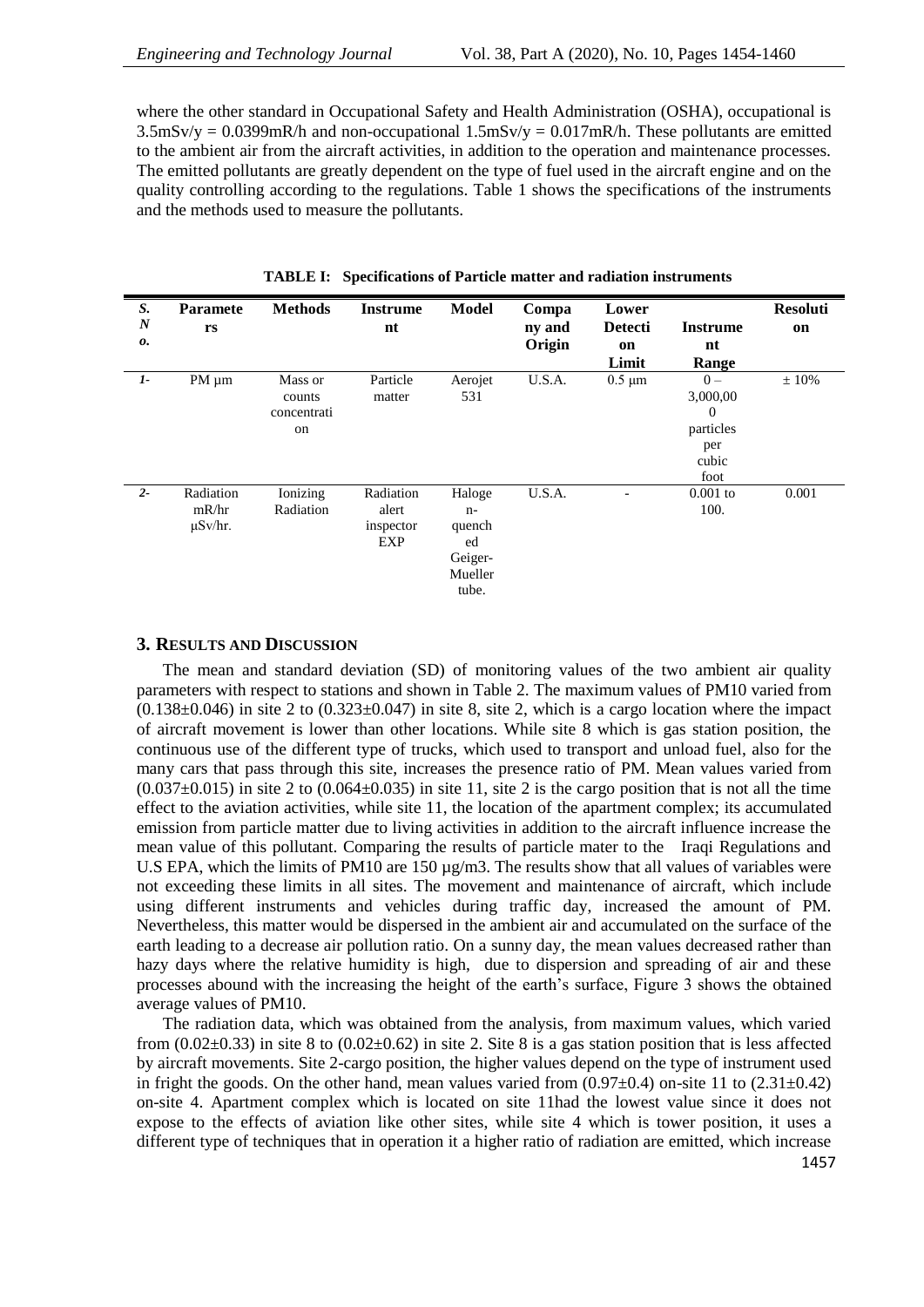where the other standard in Occupational Safety and Health Administration (OSHA), occupational is 3.5mSv/y = 0.0399mR/h and non-occupational 1.5mSv/y = 0.017mR/h. These pollutants are emitted to the ambient air from the aircraft activities, in addition to the operation and maintenance processes. The emitted pollutants are greatly dependent on the type of fuel used in the aircraft engine and on the quality controlling according to the regulations. Table 1 shows the specifications of the instruments and the methods used to measure the pollutants.

**TABLE I: Specifications of Particle matter and radiation instruments**

| S. No. | Parameters | Methods | Instrument | Model | Company and Origin | Lower Detection Limit | Instrument Range | Resolution |
|---|---|---|---|---|---|---|---|---|
| 1- | PM µm | Mass or counts concentration | Particle matter | Aerojet 531 | U.S.A. | 0.5 µm | 0 – 3,000,000 particles per cubic foot | ± 10% |
| 2- | Radiation mR/hr µSv/hr. | Ionizing Radiation | Radiation alert inspector EXP | Halogen-quenched Geiger-Mueller tube. | U.S.A. | - | 0.001 to 100. | 0.001 |

## 3. Results and Discussion

The mean and standard deviation (SD) of monitoring values of the two ambient air quality parameters with respect to stations and shown in Table 2. The maximum values of PM10 varied from (0.138±0.046) in site 2 to (0.323±0.047) in site 8, site 2, which is a cargo location where the impact of aircraft movement is lower than other locations. While site 8 which is gas station position, the continuous use of the different type of trucks, which used to transport and unload fuel, also for the many cars that pass through this site, increases the presence ratio of PM. Mean values varied from (0.037±0.015) in site 2 to (0.064±0.035) in site 11, site 2 is the cargo position that is not all the time effect to the aviation activities, while site 11, the location of the apartment complex; its accumulated emission from particle matter due to living activities in addition to the aircraft influence increase the mean value of this pollutant. Comparing the results of particle mater to the Iraqi Regulations and U.S EPA, which the limits of PM10 are 150 µg/m3. The results show that all values of variables were not exceeding these limits in all sites. The movement and maintenance of aircraft, which include using different instruments and vehicles during traffic day, increased the amount of PM. Nevertheless, this matter would be dispersed in the ambient air and accumulated on the surface of the earth leading to a decrease air pollution ratio. On a sunny day, the mean values decreased rather than hazy days where the relative humidity is high, due to dispersion and spreading of air and these processes abound with the increasing the height of the earth's surface, Figure 3 shows the obtained average values of PM10.

The radiation data, which was obtained from the analysis, from maximum values, which varied from (0.02±0.33) in site 8 to (0.02±0.62) in site 2. Site 8 is a gas station position that is less affected by aircraft movements. Site 2-cargo position, the higher values depend on the type of instrument used in fright the goods. On the other hand, mean values varied from (0.97±0.4) on-site 11 to (2.31±0.42) on-site 4. Apartment complex which is located on site 11had the lowest value since it does not expose to the effects of aviation like other sites, while site 4 which is tower position, it uses a different type of techniques that in operation it a higher ratio of radiation are emitted, which increase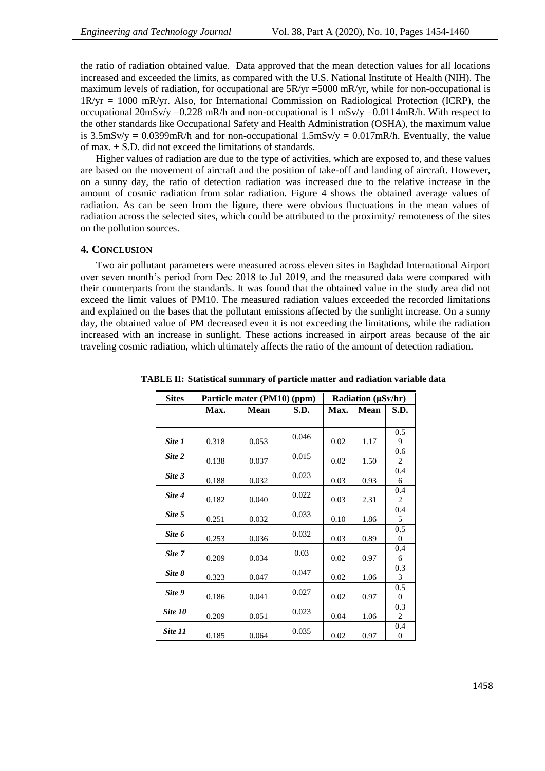the ratio of radiation obtained value. Data approved that the mean detection values for all locations increased and exceeded the limits, as compared with the U.S. National Institute of Health (NIH). The maximum levels of radiation, for occupational are 5R/yr =5000 mR/yr, while for non-occupational is 1R/yr = 1000 mR/yr. Also, for International Commission on Radiological Protection (ICRP), the occupational 20mSv/y =0.228 mR/h and non-occupational is 1 mSv/y =0.0114mR/h. With respect to the other standards like Occupational Safety and Health Administration (OSHA), the maximum value is 3.5mSv/y = 0.0399mR/h and for non-occupational 1.5mSv/y = 0.017mR/h. Eventually, the value of max. ± S.D. did not exceed the limitations of standards.

Higher values of radiation are due to the type of activities, which are exposed to, and these values are based on the movement of aircraft and the position of take-off and landing of aircraft. However, on a sunny day, the ratio of detection radiation was increased due to the relative increase in the amount of cosmic radiation from solar radiation. Figure 4 shows the obtained average values of radiation. As can be seen from the figure, there were obvious fluctuations in the mean values of radiation across the selected sites, which could be attributed to the proximity/ remoteness of the sites on the pollution sources.

## 4. Conclusion

Two air pollutant parameters were measured across eleven sites in Baghdad International Airport over seven month's period from Dec 2018 to Jul 2019, and the measured data were compared with their counterparts from the standards. It was found that the obtained value in the study area did not exceed the limit values of PM10. The measured radiation values exceeded the recorded limitations and explained on the bases that the pollutant emissions affected by the sunlight increase. On a sunny day, the obtained value of PM decreased even it is not exceeding the limitations, while the radiation increased with an increase in sunlight. These actions increased in airport areas because of the air traveling cosmic radiation, which ultimately affects the ratio of the amount of detection radiation.

**TABLE II: Statistical summary of particle matter and radiation variable data**

| Sites | Particle mater (PM10) (ppm) | | | Radiation (μSv/hr) | | |
|---|---|---|---|---|---|---|
| | Max. | Mean | S.D. | Max. | Mean | S.D. |
| *Site 1* | 0.318 | 0.053 | 0.046 | 0.02 | 1.17 | 0.59 |
| *Site 2* | 0.138 | 0.037 | 0.015 | 0.02 | 1.50 | 0.62 |
| *Site 3* | 0.188 | 0.032 | 0.023 | 0.03 | 0.93 | 0.46 |
| *Site 4* | 0.182 | 0.040 | 0.022 | 0.03 | 2.31 | 0.42 |
| *Site 5* | 0.251 | 0.032 | 0.033 | 0.10 | 1.86 | 0.45 |
| *Site 6* | 0.253 | 0.036 | 0.032 | 0.03 | 0.89 | 0.50 |
| *Site 7* | 0.209 | 0.034 | 0.03 | 0.02 | 0.97 | 0.46 |
| *Site 8* | 0.323 | 0.047 | 0.047 | 0.02 | 1.06 | 0.33 |
| *Site 9* | 0.186 | 0.041 | 0.027 | 0.02 | 0.97 | 0.50 |
| *Site 10* | 0.209 | 0.051 | 0.023 | 0.04 | 1.06 | 0.32 |
| *Site 11* | 0.185 | 0.064 | 0.035 | 0.02 | 0.97 | 0.40 |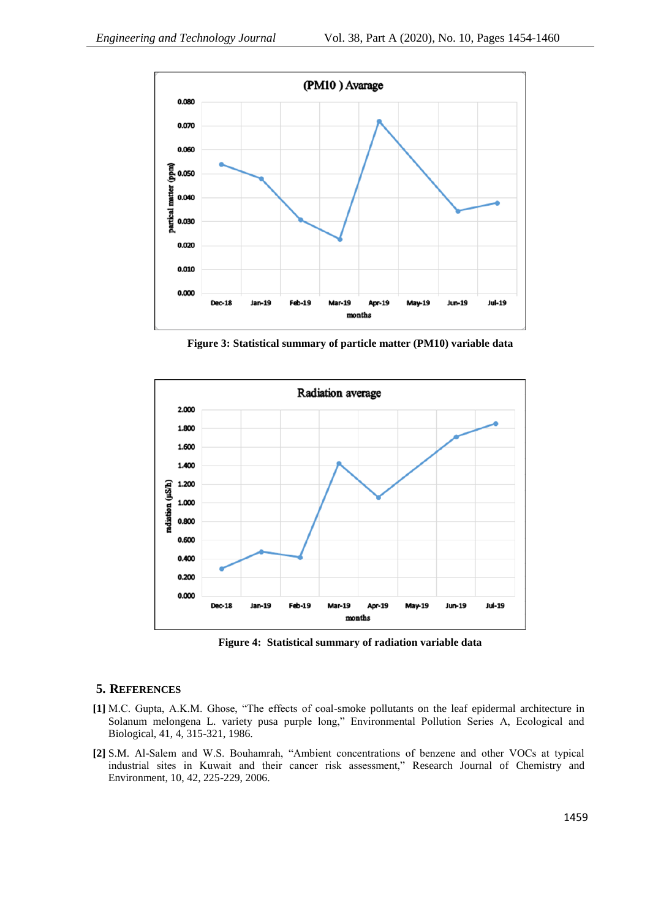Figure 3: Statistical summary of particle matter (PM10) variable data

Figure 4: Statistical summary of radiation variable data

## 5. References

**[1]** M.C. Gupta, A.K.M. Ghose, "The effects of coal-smoke pollutants on the leaf epidermal architecture in Solanum melongena L. variety pusa purple long," Environmental Pollution Series A, Ecological and Biological, 41, 4, 315-321, 1986.

**[2]** S.M. Al-Salem and W.S. Bouhamrah, "Ambient concentrations of benzene and other VOCs at typical industrial sites in Kuwait and their cancer risk assessment," Research Journal of Chemistry and Environment, 10, 42, 225-229, 2006.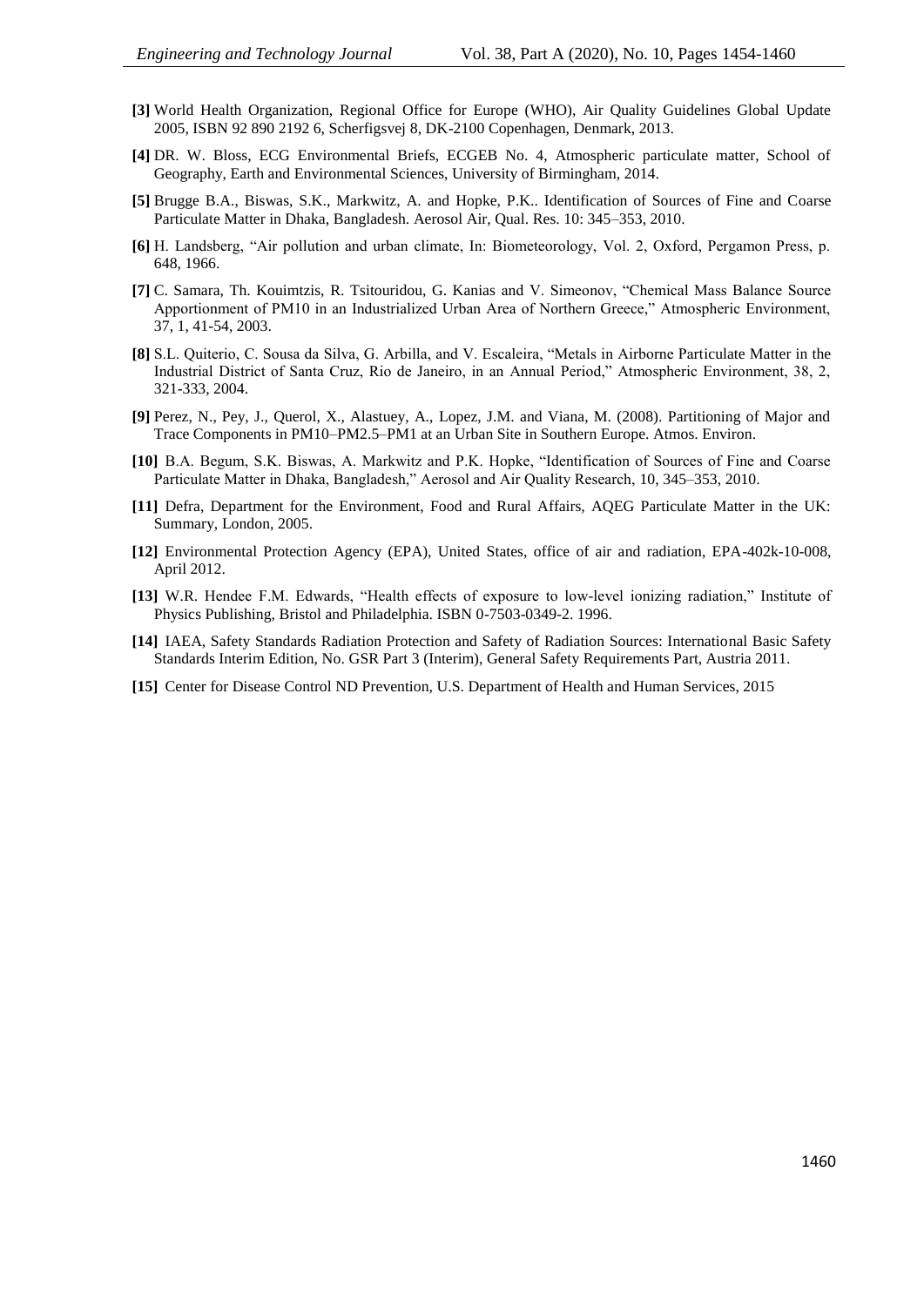**[3]** World Health Organization, Regional Office for Europe (WHO), Air Quality Guidelines Global Update 2005, ISBN 92 890 2192 6, Scherfigsvej 8, DK-2100 Copenhagen, Denmark, 2013.

**[4]** DR. W. Bloss, ECG Environmental Briefs, ECGEB No. 4, Atmospheric particulate matter, School of Geography, Earth and Environmental Sciences, University of Birmingham, 2014.

**[5]** Brugge B.A., Biswas, S.K., Markwitz, A. and Hopke, P.K.. Identification of Sources of Fine and Coarse Particulate Matter in Dhaka, Bangladesh. Aerosol Air, Qual. Res. 10: 345–353, 2010.

**[6]** H. Landsberg, "Air pollution and urban climate, In: Biometeorology, Vol. 2, Oxford, Pergamon Press, p. 648, 1966.

**[7]** C. Samara, Th. Kouimtzis, R. Tsitouridou, G. Kanias and V. Simeonov, "Chemical Mass Balance Source Apportionment of PM10 in an Industrialized Urban Area of Northern Greece," Atmospheric Environment, 37, 1, 41-54, 2003.

**[8]** S.L. Quiterio, C. Sousa da Silva, G. Arbilla, and V. Escaleira, "Metals in Airborne Particulate Matter in the Industrial District of Santa Cruz, Rio de Janeiro, in an Annual Period," Atmospheric Environment, 38, 2, 321-333, 2004.

**[9]** Perez, N., Pey, J., Querol, X., Alastuey, A., Lopez, J.M. and Viana, M. (2008). Partitioning of Major and Trace Components in PM10–PM2.5–PM1 at an Urban Site in Southern Europe. Atmos. Environ.

**[10]** B.A. Begum, S.K. Biswas, A. Markwitz and P.K. Hopke, "Identification of Sources of Fine and Coarse Particulate Matter in Dhaka, Bangladesh," Aerosol and Air Quality Research, 10, 345–353, 2010.

**[11]** Defra, Department for the Environment, Food and Rural Affairs, AQEG Particulate Matter in the UK: Summary, London, 2005.

**[12]** Environmental Protection Agency (EPA), United States, office of air and radiation, EPA-402k-10-008, April 2012.

**[13]** W.R. Hendee F.M. Edwards, "Health effects of exposure to low-level ionizing radiation," Institute of Physics Publishing, Bristol and Philadelphia. ISBN 0-7503-0349-2. 1996.

**[14]** IAEA, Safety Standards Radiation Protection and Safety of Radiation Sources: International Basic Safety Standards Interim Edition, No. GSR Part 3 (Interim), General Safety Requirements Part, Austria 2011.

**[15]** Center for Disease Control ND Prevention, U.S. Department of Health and Human Services, 2015